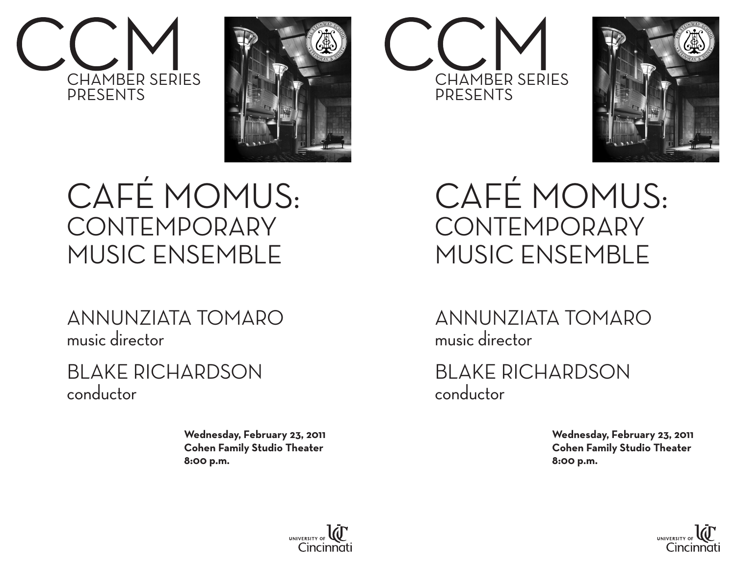# CCM

CHAMBER SERIES
PRESENTS

# CAFÉ MOMUS:
## CONTEMPORARY MUSIC ENSEMBLE

ANNUNZIATA TOMARO
music director

BLAKE RICHARDSON
conductor

**Wednesday, February 23, 2011**
**Cohen Family Studio Theater**
**8:00 p.m.**

UNIVERSITY OF Cincinnati

# CCM

CHAMBER SERIES
PRESENTS

# CAFÉ MOMUS:
## CONTEMPORARY MUSIC ENSEMBLE

ANNUNZIATA TOMARO
music director

BLAKE RICHARDSON
conductor

**Wednesday, February 23, 2011**
**Cohen Family Studio Theater**
**8:00 p.m.**

UNIVERSITY OF Cincinnati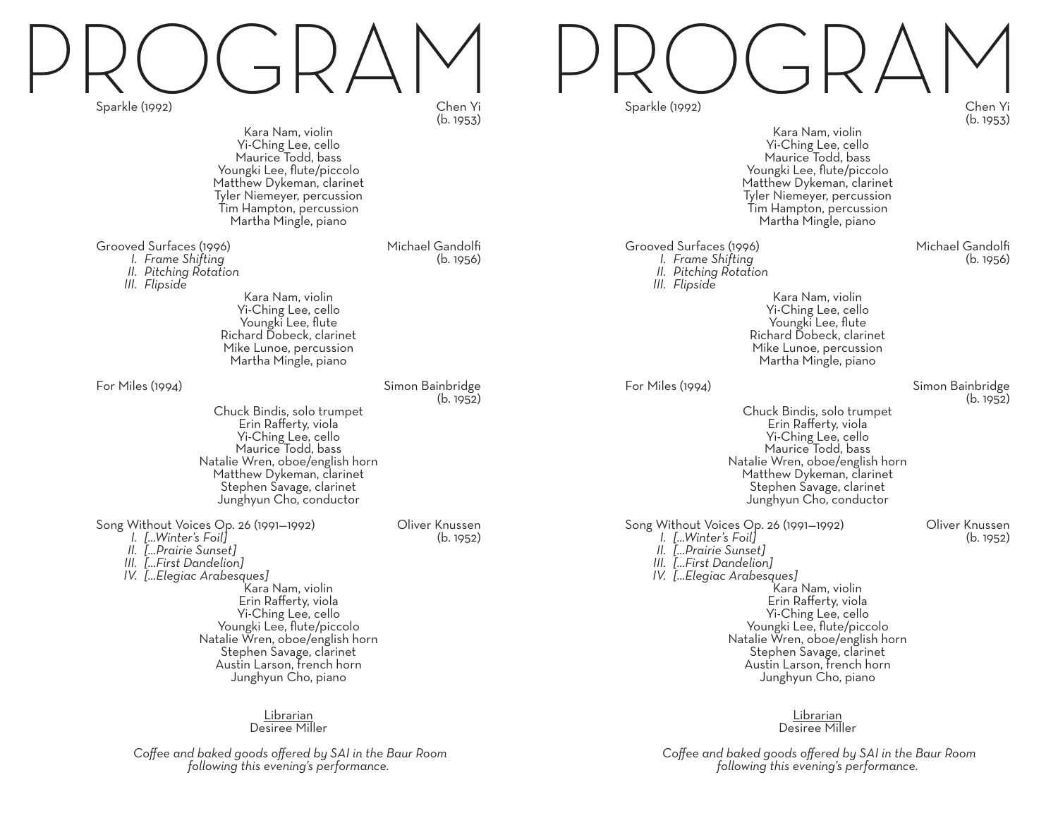# PROGRAM

Sparkle (1992) — Chen Yi (b. 1953)

Kara Nam, violin
Yi-Ching Lee, cello
Maurice Todd, bass
Youngki Lee, flute/piccolo
Matthew Dykeman, clarinet
Tyler Niemeyer, percussion
Tim Hampton, percussion
Martha Mingle, piano

Grooved Surfaces (1996) — Michael Gandolfi (b. 1956)

*I. Frame Shifting*
*II. Pitching Rotation*
*III. Flipside*

Kara Nam, violin
Yi-Ching Lee, cello
Youngki Lee, flute
Richard Dobeck, clarinet
Mike Lunoe, percussion
Martha Mingle, piano

For Miles (1994) — Simon Bainbridge (b. 1952)

Chuck Bindis, solo trumpet
Erin Rafferty, viola
Yi-Ching Lee, cello
Maurice Todd, bass
Natalie Wren, oboe/english horn
Matthew Dykeman, clarinet
Stephen Savage, clarinet
Junghyun Cho, conductor

Song Without Voices Op. 26 (1991—1992) — Oliver Knussen (b. 1952)

*I. [...Winter's Foil]*
*II. [...Prairie Sunset]*
*III. [...First Dandelion]*
*IV. [...Elegiac Arabesques]*

Kara Nam, violin
Erin Rafferty, viola
Yi-Ching Lee, cello
Youngki Lee, flute/piccolo
Natalie Wren, oboe/english horn
Stephen Savage, clarinet
Austin Larson, french horn
Junghyun Cho, piano

Librarian
Desiree Miller

*Coffee and baked goods offered by SAI in the Baur Room following this evening's performance.*

# PROGRAM

Sparkle (1992) — Chen Yi (b. 1953)

Kara Nam, violin
Yi-Ching Lee, cello
Maurice Todd, bass
Youngki Lee, flute/piccolo
Matthew Dykeman, clarinet
Tyler Niemeyer, percussion
Tim Hampton, percussion
Martha Mingle, piano

Grooved Surfaces (1996) — Michael Gandolfi (b. 1956)

*I. Frame Shifting*
*II. Pitching Rotation*
*III. Flipside*

Kara Nam, violin
Yi-Ching Lee, cello
Youngki Lee, flute
Richard Dobeck, clarinet
Mike Lunoe, percussion
Martha Mingle, piano

For Miles (1994) — Simon Bainbridge (b. 1952)

Chuck Bindis, solo trumpet
Erin Rafferty, viola
Yi-Ching Lee, cello
Maurice Todd, bass
Natalie Wren, oboe/english horn
Matthew Dykeman, clarinet
Stephen Savage, clarinet
Junghyun Cho, conductor

Song Without Voices Op. 26 (1991—1992) — Oliver Knussen (b. 1952)

*I. [...Winter's Foil]*
*II. [...Prairie Sunset]*
*III. [...First Dandelion]*
*IV. [...Elegiac Arabesques]*

Kara Nam, violin
Erin Rafferty, viola
Yi-Ching Lee, cello
Youngki Lee, flute/piccolo
Natalie Wren, oboe/english horn
Stephen Savage, clarinet
Austin Larson, french horn
Junghyun Cho, piano

Librarian
Desiree Miller

*Coffee and baked goods offered by SAI in the Baur Room following this evening's performance.*